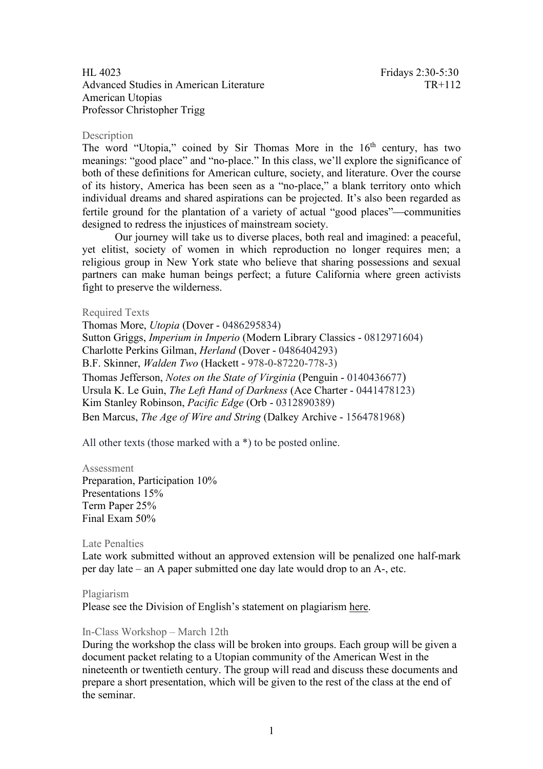HL 4023 Fridays 2:30-5:30
Advanced Studies in American Literature TR+112
American Utopias
Professor Christopher Trigg

## Description

The word "Utopia," coined by Sir Thomas More in the 16th century, has two meanings: "good place" and "no-place." In this class, we'll explore the significance of both of these definitions for American culture, society, and literature. Over the course of its history, America has been seen as a "no-place," a blank territory onto which individual dreams and shared aspirations can be projected. It's also been regarded as fertile ground for the plantation of a variety of actual "good places"—communities designed to redress the injustices of mainstream society.

Our journey will take us to diverse places, both real and imagined: a peaceful, yet elitist, society of women in which reproduction no longer requires men; a religious group in New York state who believe that sharing possessions and sexual partners can make human beings perfect; a future California where green activists fight to preserve the wilderness.

## Required Texts

Thomas More, *Utopia* (Dover - 0486295834)
Sutton Griggs, *Imperium in Imperio* (Modern Library Classics - 0812971604)
Charlotte Perkins Gilman, *Herland* (Dover - 0486404293)
B.F. Skinner, *Walden Two* (Hackett - 978-0-87220-778-3)
Thomas Jefferson, *Notes on the State of Virginia* (Penguin - 0140436677)
Ursula K. Le Guin, *The Left Hand of Darkness* (Ace Charter - 0441478123)
Kim Stanley Robinson, *Pacific Edge* (Orb - 0312890389)
Ben Marcus, *The Age of Wire and String* (Dalkey Archive - 1564781968)

All other texts (those marked with a *) to be posted online.

## Assessment

Preparation, Participation 10%
Presentations 15%
Term Paper 25%
Final Exam 50%

## Late Penalties

Late work submitted without an approved extension will be penalized one half-mark per day late – an A paper submitted one day late would drop to an A-, etc.

## Plagiarism

Please see the Division of English's statement on plagiarism here.

## In-Class Workshop – March 12th

During the workshop the class will be broken into groups. Each group will be given a document packet relating to a Utopian community of the American West in the nineteenth or twentieth century. The group will read and discuss these documents and prepare a short presentation, which will be given to the rest of the class at the end of the seminar.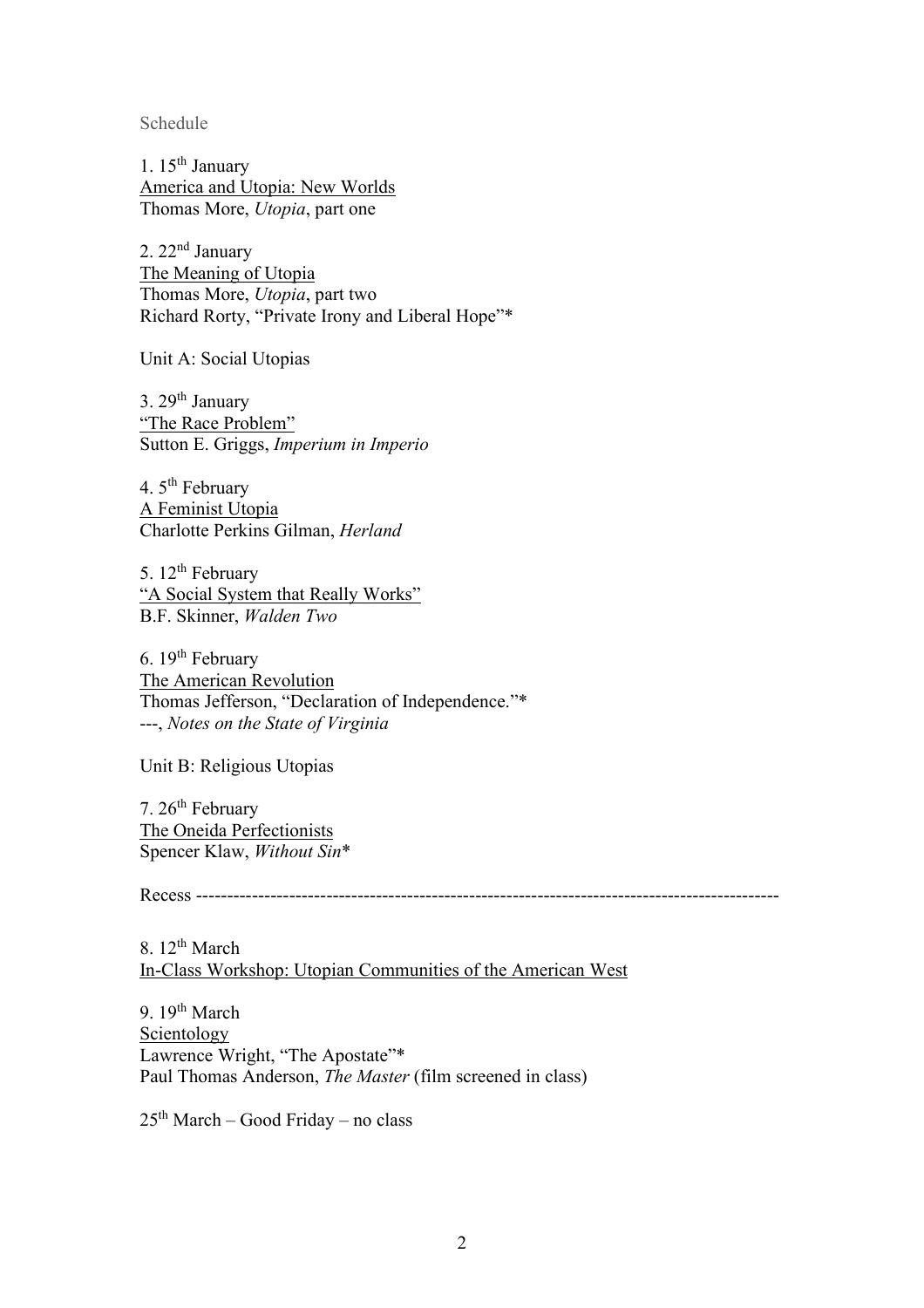Schedule

1. 15th January
<u>America and Utopia: New Worlds</u>
Thomas More, *Utopia*, part one

2. 22nd January
<u>The Meaning of Utopia</u>
Thomas More, *Utopia*, part two
Richard Rorty, "Private Irony and Liberal Hope"*

Unit A: Social Utopias

3. 29th January
<u>"The Race Problem"</u>
Sutton E. Griggs, *Imperium in Imperio*

4. 5th February
<u>A Feminist Utopia</u>
Charlotte Perkins Gilman, *Herland*

5. 12th February
<u>"A Social System that Really Works"</u>
B.F. Skinner, *Walden Two*

6. 19th February
<u>The American Revolution</u>
Thomas Jefferson, "Declaration of Independence."*
---, *Notes on the State of Virginia*

Unit B: Religious Utopias

7. 26th February
<u>The Oneida Perfectionists</u>
Spencer Klaw, *Without Sin**

Recess ---------------------------------------------------------------------------------------------

8. 12th March
<u>In-Class Workshop: Utopian Communities of the American West</u>

9. 19th March
<u>Scientology</u>
Lawrence Wright, "The Apostate"*
Paul Thomas Anderson, *The Master* (film screened in class)

25th March – Good Friday – no class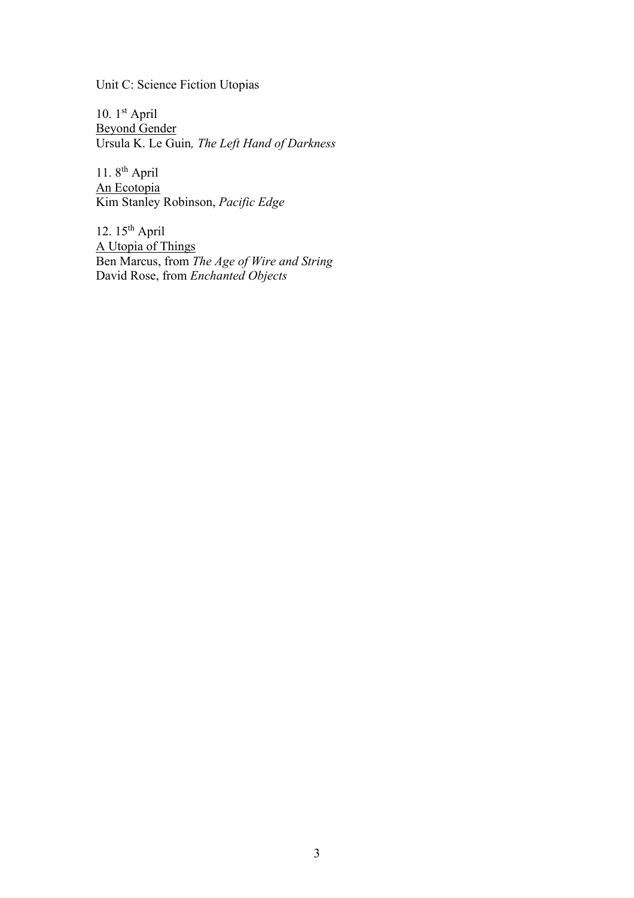Unit C: Science Fiction Utopias

10. 1st April
<u>Beyond Gender</u>
Ursula K. Le Guin, *The Left Hand of Darkness*

11. 8th April
<u>An Ecotopia</u>
Kim Stanley Robinson, *Pacific Edge*

12. 15th April
<u>A Utopia of Things</u>
Ben Marcus, from *The Age of Wire and String*
David Rose, from *Enchanted Objects*